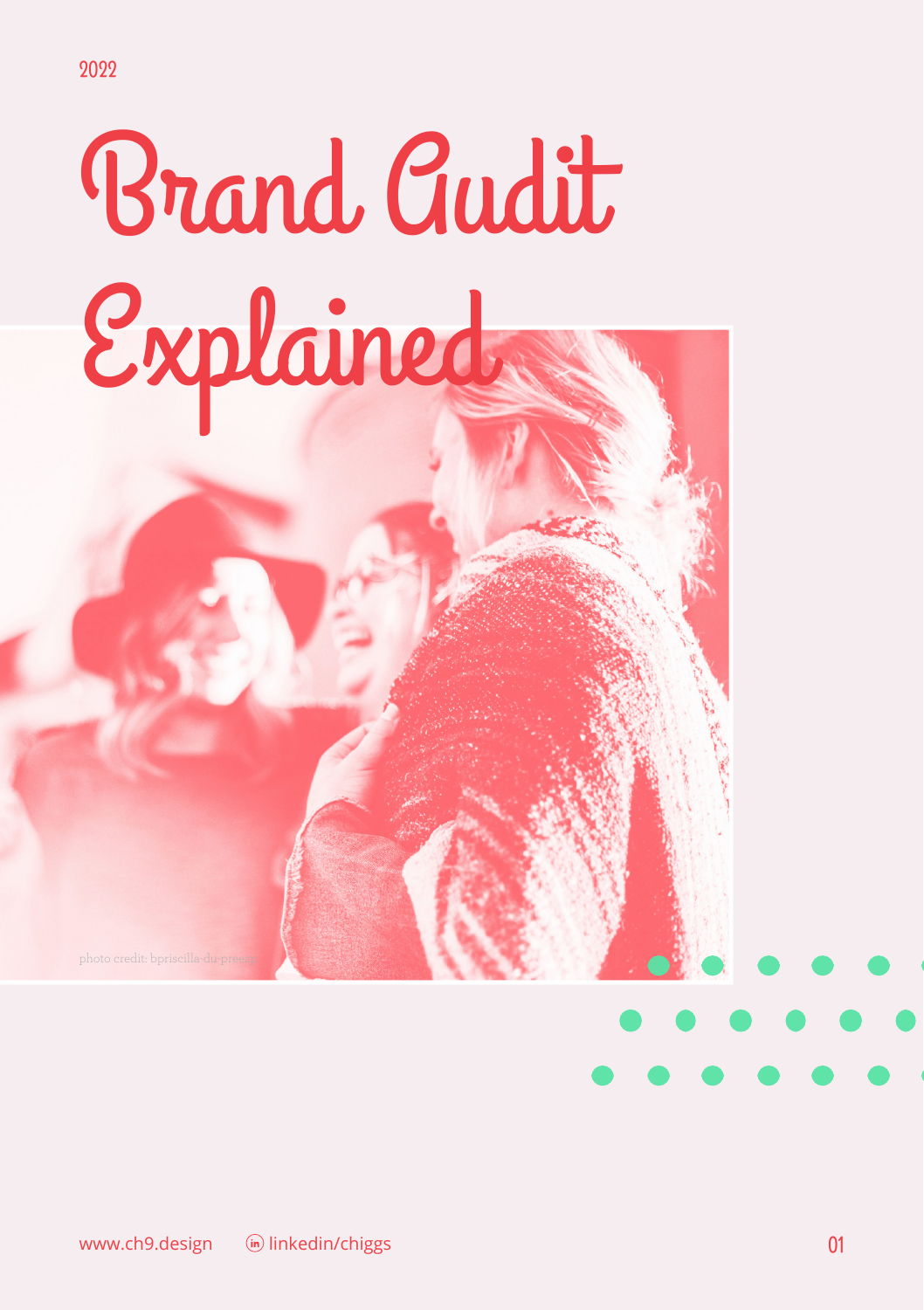2022

# Brand Audit Explained

photo credit: bpriscilla-du-preez

www.ch9.design linkedin/chiggs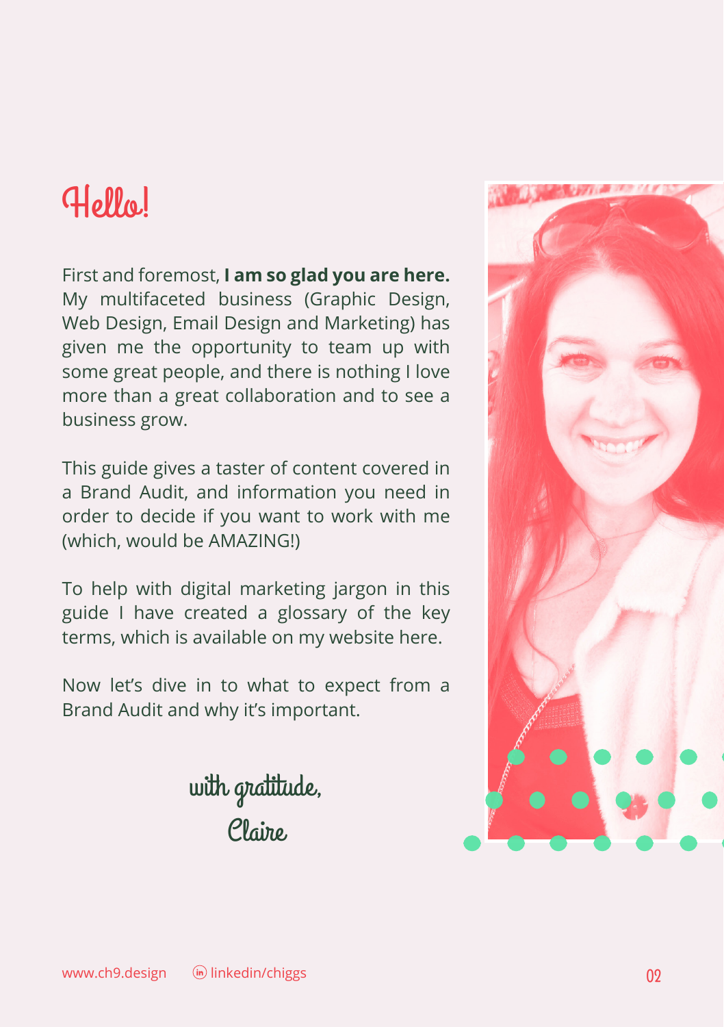# Hello!

First and foremost, **I am so glad you are here.** My multifaceted business (Graphic Design, Web Design, Email Design and Marketing) has given me the opportunity to team up with some great people, and there is nothing I love more than a great collaboration and to see a business grow.

This guide gives a taster of content covered in a Brand Audit, and information you need in order to decide if you want to work with me (which, would be AMAZING!)

To help with digital marketing jargon in this guide I have created a glossary of the key terms, which is available on my website here.

Now let's dive in to what to expect from a Brand Audit and why it's important.

with gratitude,
Claire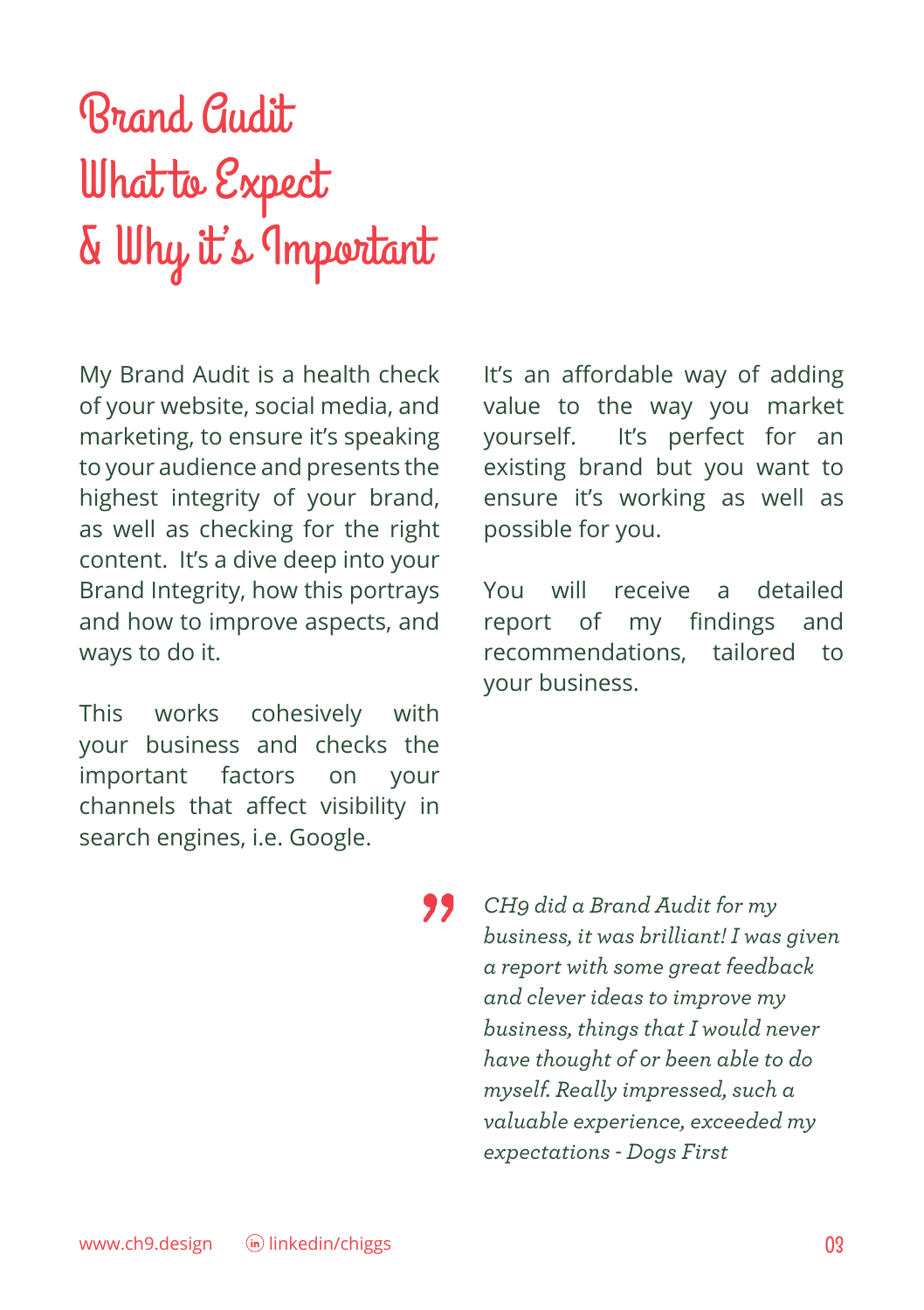# Brand Audit
# What to Expect
# & Why it's Important

My Brand Audit is a health check of your website, social media, and marketing, to ensure it's speaking to your audience and presents the highest integrity of your brand, as well as checking for the right content. It's a dive deep into your Brand Integrity, how this portrays and how to improve aspects, and ways to do it.

This works cohesively with your business and checks the important factors on your channels that affect visibility in search engines, i.e. Google.

It's an affordable way of adding value to the way you market yourself. It's perfect for an existing brand but you want to ensure it's working as well as possible for you.

You will receive a detailed report of my findings and recommendations, tailored to your business.

> *CH9 did a Brand Audit for my business, it was brilliant! I was given a report with some great feedback and clever ideas to improve my business, things that I would never have thought of or been able to do myself. Really impressed, such a valuable experience, exceeded my expectations - Dogs First*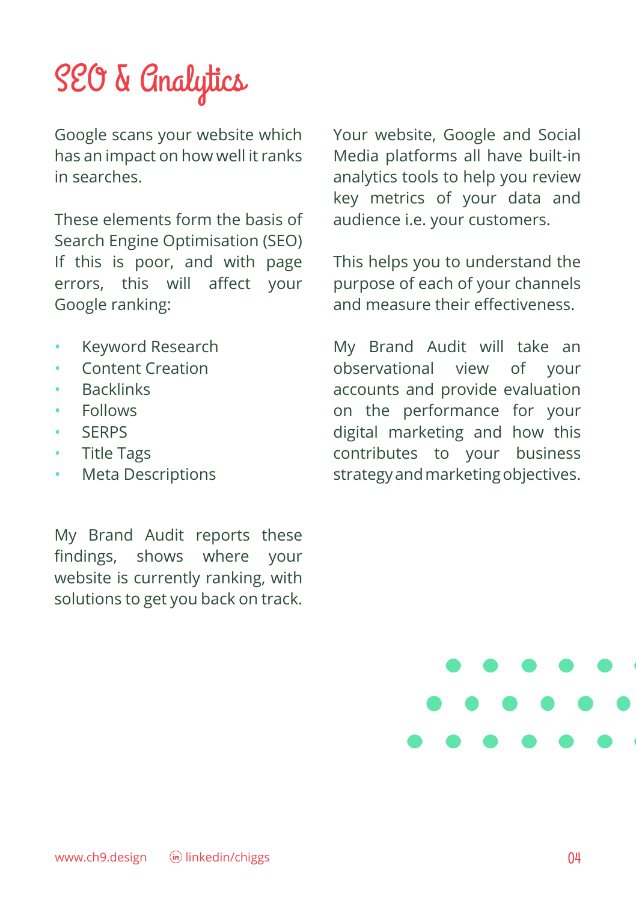# SEO & Analytics

Google scans your website which has an impact on how well it ranks in searches.

These elements form the basis of Search Engine Optimisation (SEO) If this is poor, and with page errors, this will affect your Google ranking:

- Keyword Research
- Content Creation
- Backlinks
- Follows
- SERPS
- Title Tags
- Meta Descriptions

My Brand Audit reports these findings, shows where your website is currently ranking, with solutions to get you back on track.

Your website, Google and Social Media platforms all have built-in analytics tools to help you review key metrics of your data and audience i.e. your customers.

This helps you to understand the purpose of each of your channels and measure their effectiveness.

My Brand Audit will take an observational view of your accounts and provide evaluation on the performance for your digital marketing and how this contributes to your business strategy and marketing objectives.

www.ch9.design linkedin/chiggs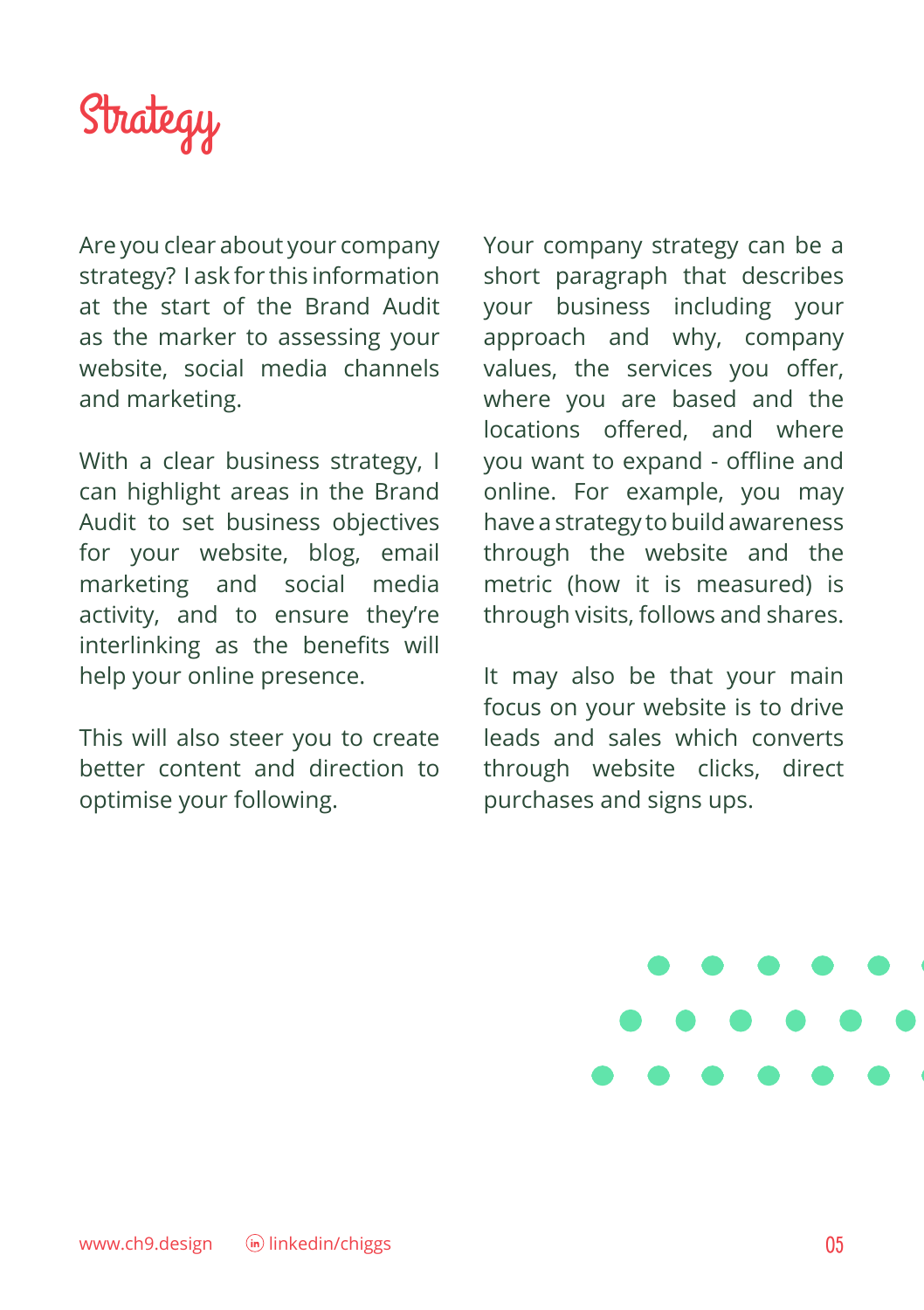# Strategy

Are you clear about your company strategy? I ask for this information at the start of the Brand Audit as the marker to assessing your website, social media channels and marketing.

With a clear business strategy, I can highlight areas in the Brand Audit to set business objectives for your website, blog, email marketing and social media activity, and to ensure they're interlinking as the benefits will help your online presence.

This will also steer you to create better content and direction to optimise your following.

Your company strategy can be a short paragraph that describes your business including your approach and why, company values, the services you offer, where you are based and the locations offered, and where you want to expand - offline and online. For example, you may have a strategy to build awareness through the website and the metric (how it is measured) is through visits, follows and shares.

It may also be that your main focus on your website is to drive leads and sales which converts through website clicks, direct purchases and signs ups.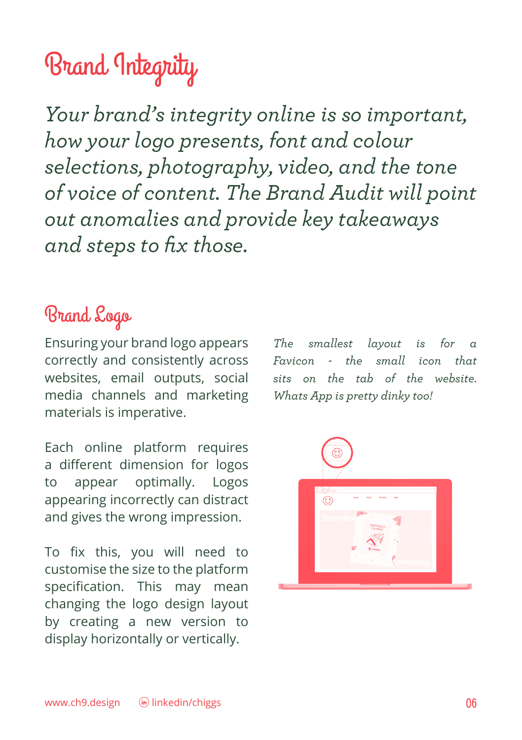# Brand Integrity

*Your brand's integrity online is so important, how your logo presents, font and colour selections, photography, video, and the tone of voice of content. The Brand Audit will point out anomalies and provide key takeaways and steps to fix those.*

## Brand Logo

Ensuring your brand logo appears correctly and consistently across websites, email outputs, social media channels and marketing materials is imperative.

Each online platform requires a different dimension for logos to appear optimally. Logos appearing incorrectly can distract and gives the wrong impression.

To fix this, you will need to customise the size to the platform specification. This may mean changing the logo design layout by creating a new version to display horizontally or vertically.

*The smallest layout is for a Favicon - the small icon that sits on the tab of the website. Whats App is pretty dinky too!*

www.ch9.design linkedin/chiggs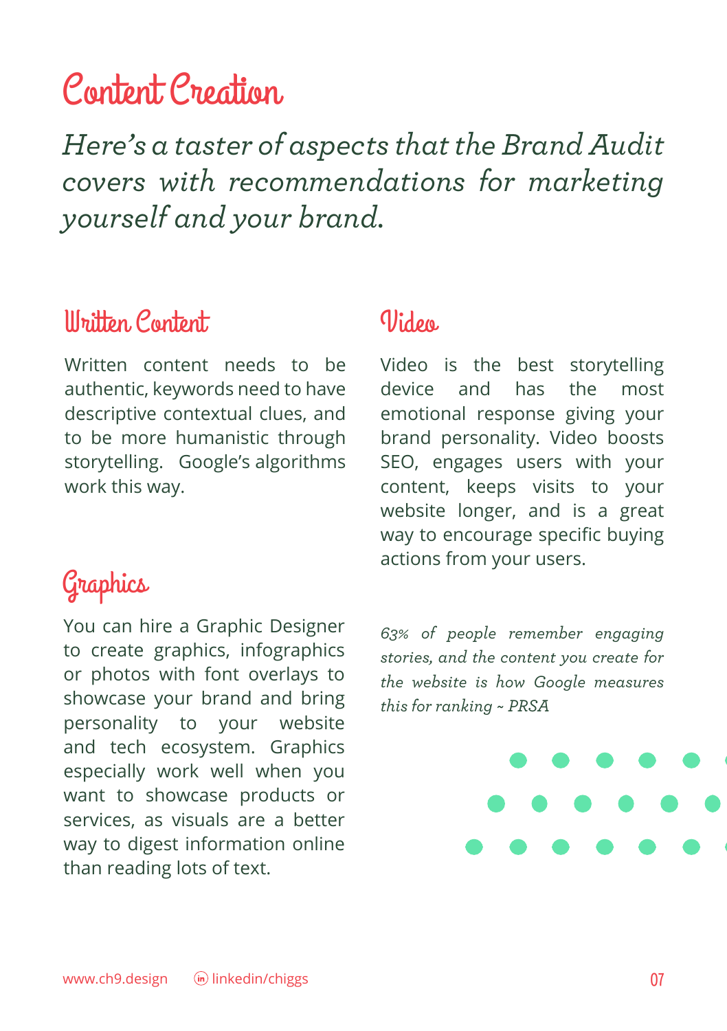# Content Creation

*Here's a taster of aspects that the Brand Audit covers with recommendations for marketing yourself and your brand.*

## Written Content

Written content needs to be authentic, keywords need to have descriptive contextual clues, and to be more humanistic through storytelling. Google's algorithms work this way.

## Graphics

You can hire a Graphic Designer to create graphics, infographics or photos with font overlays to showcase your brand and bring personality to your website and tech ecosystem. Graphics especially work well when you want to showcase products or services, as visuals are a better way to digest information online than reading lots of text.

## Video

Video is the best storytelling device and has the most emotional response giving your brand personality. Video boosts SEO, engages users with your content, keeps visits to your website longer, and is a great way to encourage specific buying actions from your users.

*63% of people remember engaging stories, and the content you create for the website is how Google measures this for ranking ~ PRSA*

www.ch9.design linkedin/chiggs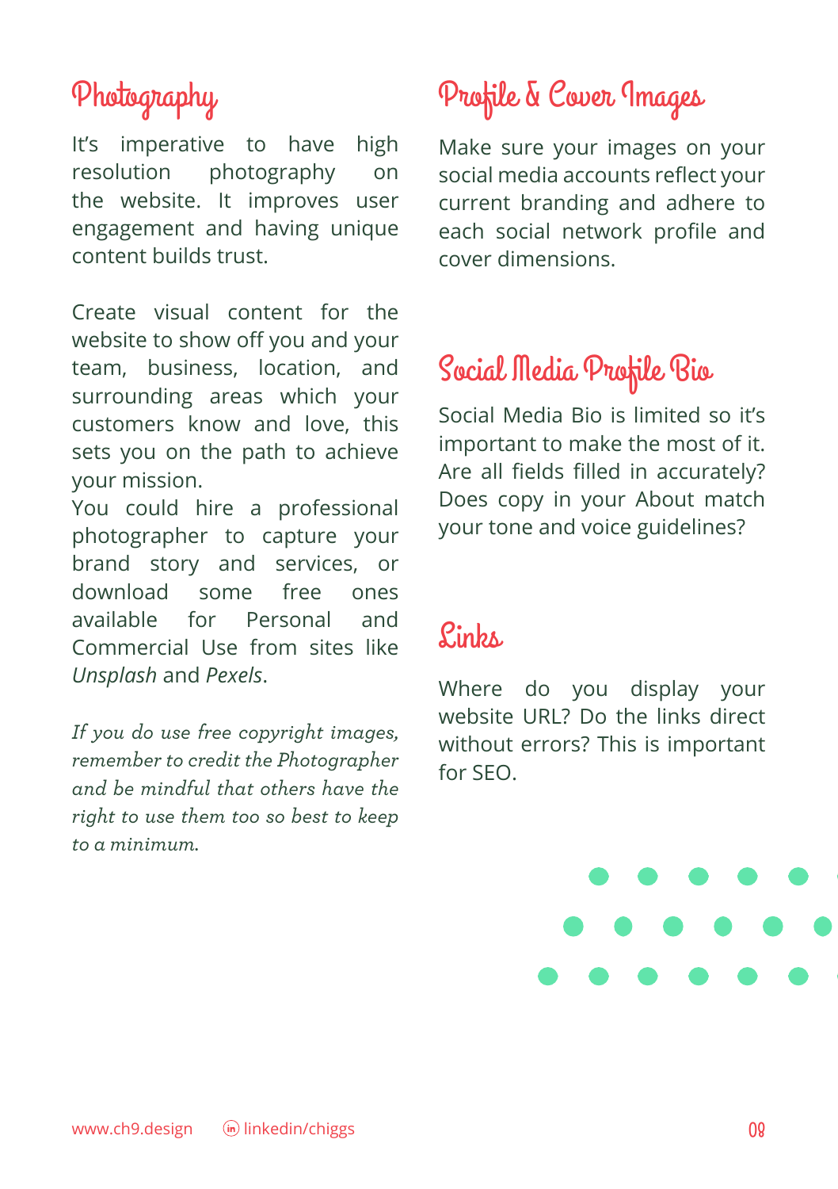## Photography

It's imperative to have high resolution photography on the website. It improves user engagement and having unique content builds trust.

Create visual content for the website to show off you and your team, business, location, and surrounding areas which your customers know and love, this sets you on the path to achieve your mission.
You could hire a professional photographer to capture your brand story and services, or download some free ones available for Personal and Commercial Use from sites like *Unsplash* and *Pexels*.

*If you do use free copyright images, remember to credit the Photographer and be mindful that others have the right to use them too so best to keep to a minimum.*

## Profile & Cover Images

Make sure your images on your social media accounts reflect your current branding and adhere to each social network profile and cover dimensions.

## Social Media Profile Bio

Social Media Bio is limited so it's important to make the most of it. Are all fields filled in accurately? Does copy in your About match your tone and voice guidelines?

## Links

Where do you display your website URL? Do the links direct without errors? This is important for SEO.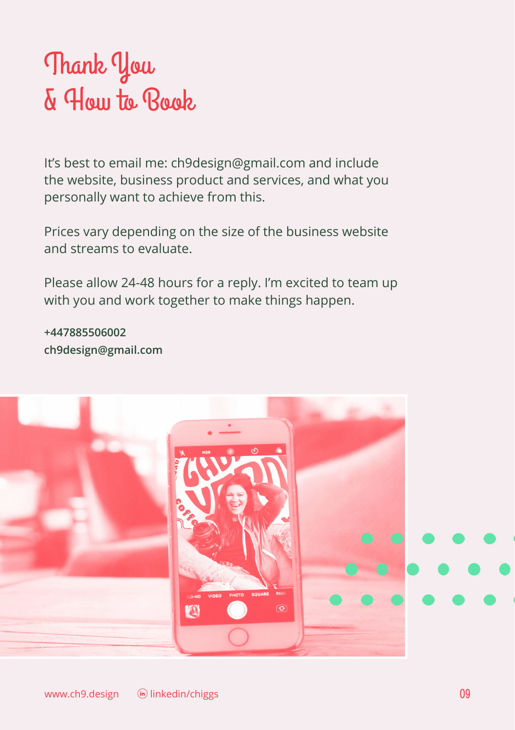# Thank You & How to Book

It's best to email me: ch9design@gmail.com and include the website, business product and services, and what you personally want to achieve from this.

Prices vary depending on the size of the business website and streams to evaluate.

Please allow 24-48 hours for a reply. I'm excited to team up with you and work together to make things happen.

**+447885506002**
**ch9design@gmail.com**

www.ch9.design linkedin/chiggs